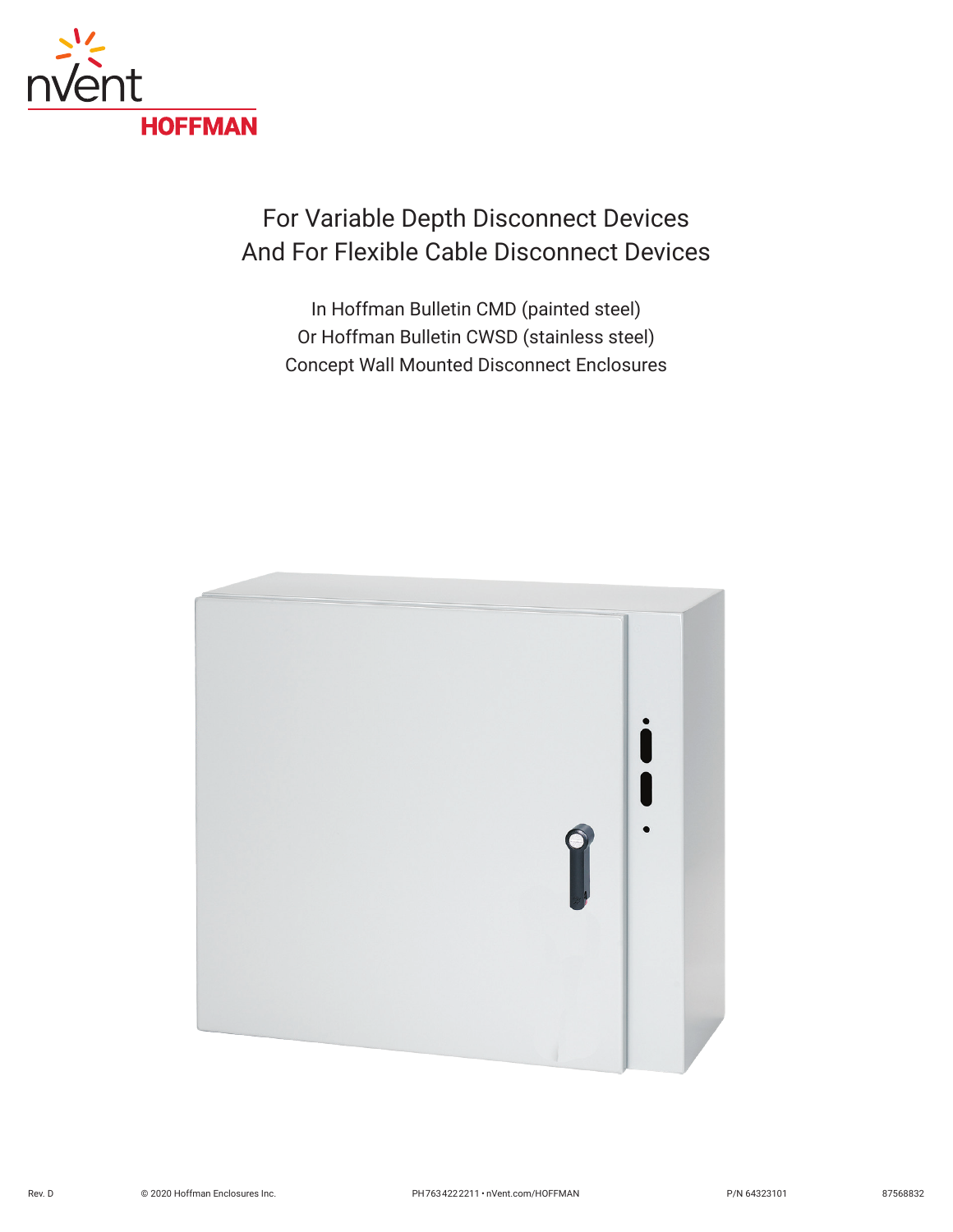nVent
HOFFMAN

# For Variable Depth Disconnect Devices And For Flexible Cable Disconnect Devices

In Hoffman Bulletin CMD (painted steel)
Or Hoffman Bulletin CWSD (stainless steel)
Concept Wall Mounted Disconnect Enclosures

Rev. D © 2020 Hoffman Enclosures Inc. PH 763 422 2211 • nVent.com/HOFFMAN P/N 64323101 87568832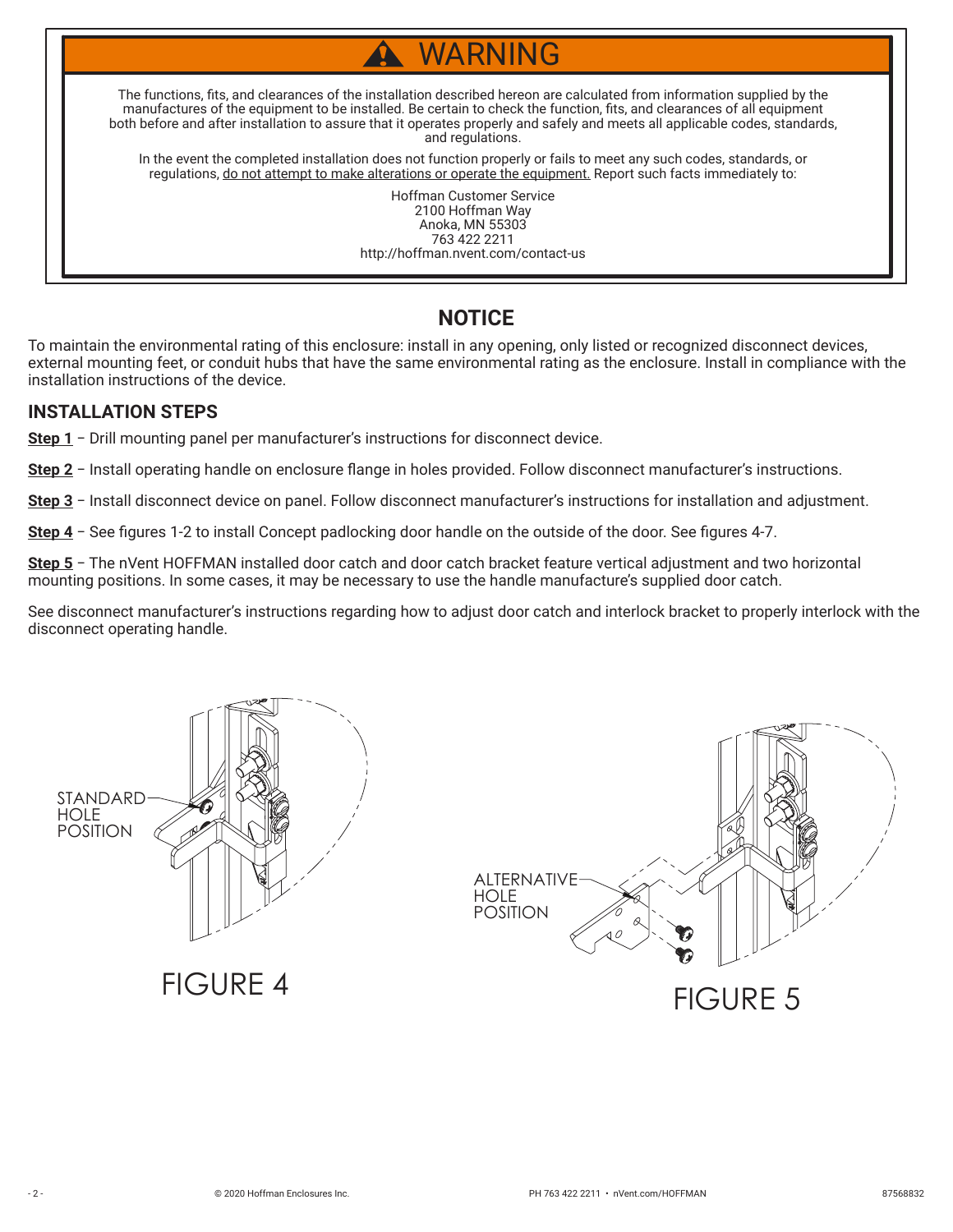# ⚠ WARNING

The functions, fits, and clearances of the installation described hereon are calculated from information supplied by the manufactures of the equipment to be installed. Be certain to check the function, fits, and clearances of all equipment both before and after installation to assure that it operates properly and safely and meets all applicable codes, standards, and regulations.

In the event the completed installation does not function properly or fails to meet any such codes, standards, or regulations, do not attempt to make alterations or operate the equipment. Report such facts immediately to:

Hoffman Customer Service
2100 Hoffman Way
Anoka, MN 55303
763 422 2211
http://hoffman.nvent.com/contact-us

## NOTICE

To maintain the environmental rating of this enclosure: install in any opening, only listed or recognized disconnect devices, external mounting feet, or conduit hubs that have the same environmental rating as the enclosure. Install in compliance with the installation instructions of the device.

## INSTALLATION STEPS

**Step 1** – Drill mounting panel per manufacturer's instructions for disconnect device.

**Step 2** – Install operating handle on enclosure flange in holes provided. Follow disconnect manufacturer's instructions.

**Step 3** – Install disconnect device on panel. Follow disconnect manufacturer's instructions for installation and adjustment.

**Step 4** – See figures 1-2 to install Concept padlocking door handle on the outside of the door. See figures 4-7.

**Step 5** – The nVent HOFFMAN installed door catch and door catch bracket feature vertical adjustment and two horizontal mounting positions. In some cases, it may be necessary to use the handle manufacture's supplied door catch.

See disconnect manufacturer's instructions regarding how to adjust door catch and interlock bracket to properly interlock with the disconnect operating handle.

STANDARD HOLE POSITION

FIGURE 4

ALTERNATIVE HOLE POSITION

FIGURE 5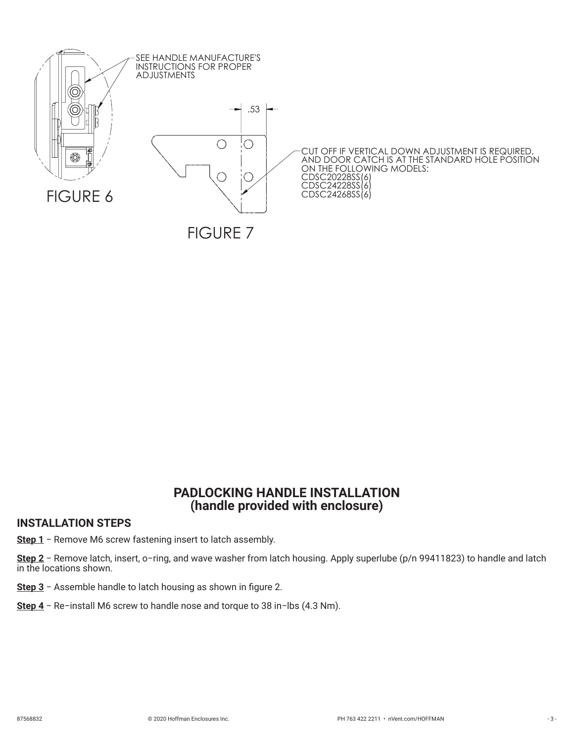SEE HANDLE MANUFACTURE'S INSTRUCTIONS FOR PROPER ADJUSTMENTS

FIGURE 6

.53

CUT OFF IF VERTICAL DOWN ADJUSTMENT IS REQUIRED, AND DOOR CATCH IS AT THE STANDARD HOLE POSITION ON THE FOLLOWING MODELS:
CDSC20228SS(6)
CDSC24228SS(6)
CDSC24268SS(6)

FIGURE 7

## PADLOCKING HANDLE INSTALLATION
## (handle provided with enclosure)

### INSTALLATION STEPS

**Step 1** – Remove M6 screw fastening insert to latch assembly.

**Step 2** – Remove latch, insert, o–ring, and wave washer from latch housing. Apply superlube (p/n 99411823) to handle and latch in the locations shown.

**Step 3** – Assemble handle to latch housing as shown in figure 2.

**Step 4** – Re–install M6 screw to handle nose and torque to 38 in–lbs (4.3 Nm).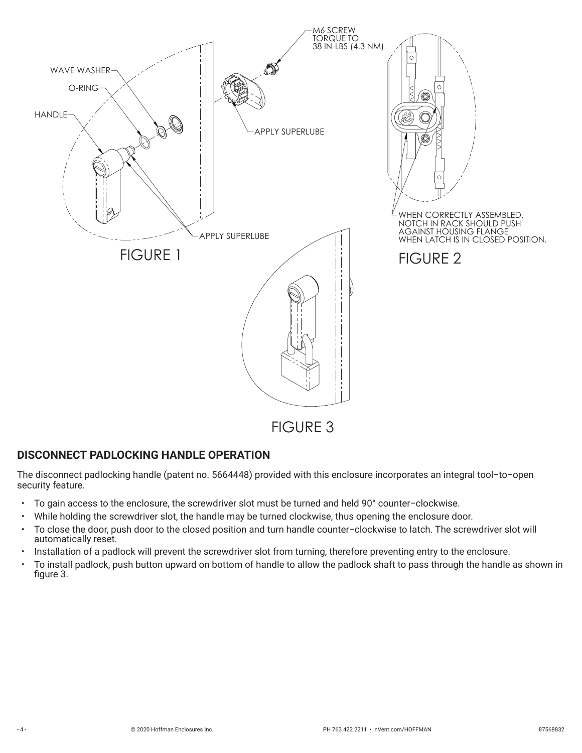M6 SCREW
TORQUE TO
38 IN-LBS (4.3 NM)

WAVE WASHER

O-RING

HANDLE

APPLY SUPERLUBE

APPLY SUPERLUBE

FIGURE 1

WHEN CORRECTLY ASSEMBLED, NOTCH IN RACK SHOULD PUSH AGAINST HOUSING FLANGE WHEN LATCH IS IN CLOSED POSITION.

FIGURE 2

FIGURE 3

## DISCONNECT PADLOCKING HANDLE OPERATION

The disconnect padlocking handle (patent no. 5664448) provided with this enclosure incorporates an integral tool–to–open security feature.

- To gain access to the enclosure, the screwdriver slot must be turned and held 90° counter–clockwise.
- While holding the screwdriver slot, the handle may be turned clockwise, thus opening the enclosure door.
- To close the door, push door to the closed position and turn handle counter–clockwise to latch. The screwdriver slot will automatically reset.
- Installation of a padlock will prevent the screwdriver slot from turning, therefore preventing entry to the enclosure.
- To install padlock, push button upward on bottom of handle to allow the padlock shaft to pass through the handle as shown in figure 3.